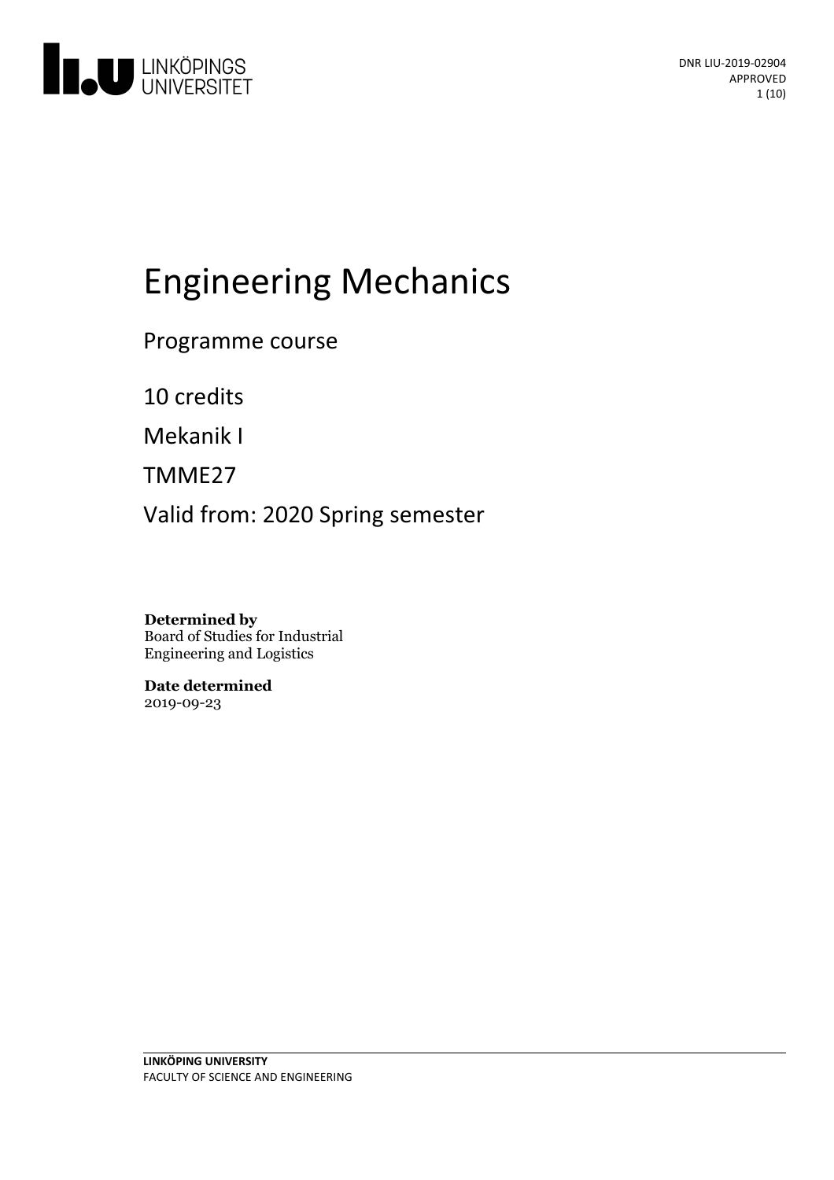DNR LIU-2019-02904
APPROVED

# Engineering Mechanics

Programme course

10 credits

Mekanik I

TMME27

Valid from: 2020 Spring semester

**Determined by**
Board of Studies for Industrial Engineering and Logistics

**Date determined**
2019-09-23

**LINKÖPING UNIVERSITY**
FACULTY OF SCIENCE AND ENGINEERING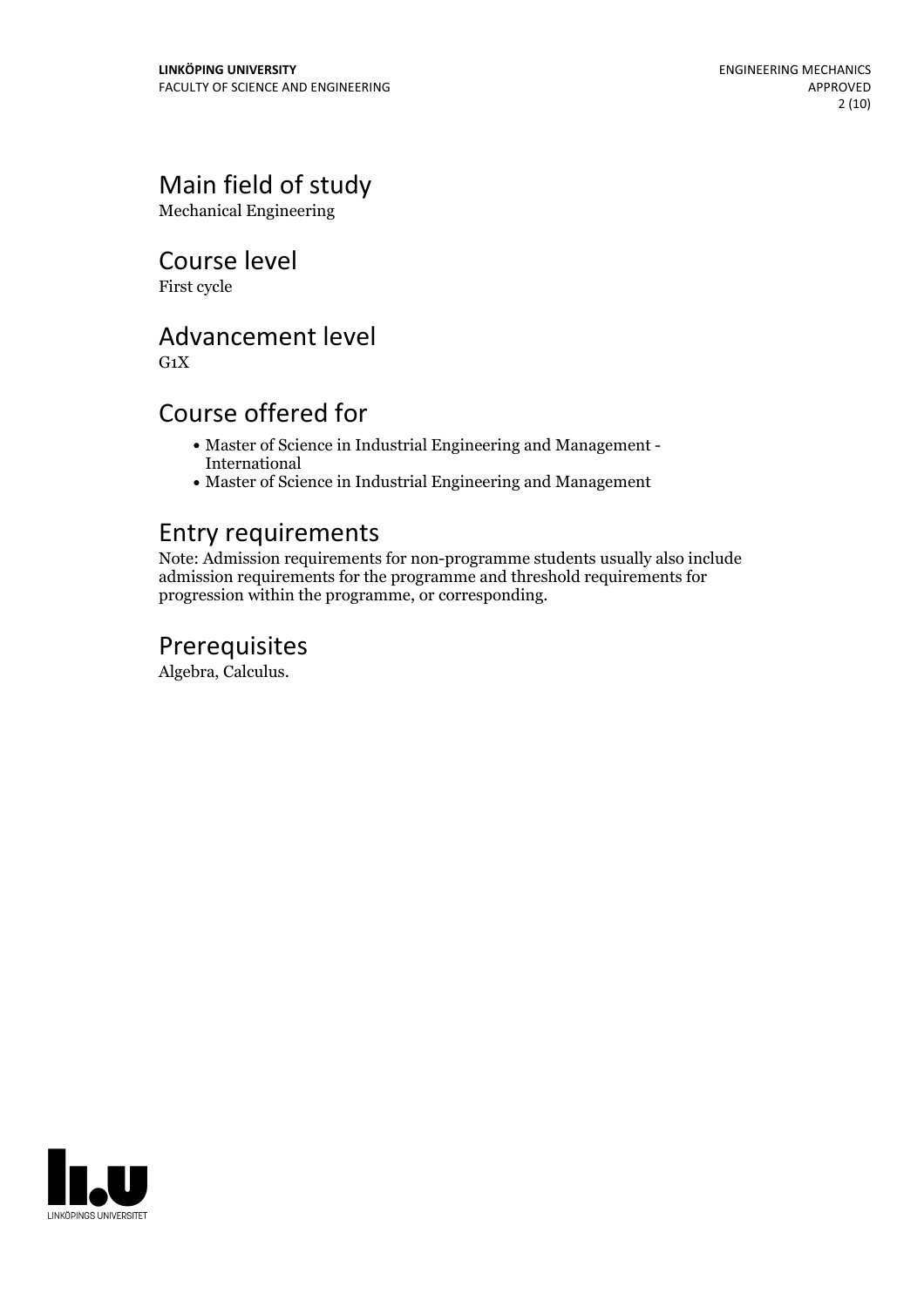## Main field of study

Mechanical Engineering

## Course level

First cycle

## Advancement level

G1X

## Course offered for

- Master of Science in Industrial Engineering and Management - International
- Master of Science in Industrial Engineering and Management

## Entry requirements

Note: Admission requirements for non-programme students usually also include admission requirements for the programme and threshold requirements for progression within the programme, or corresponding.

## Prerequisites

Algebra, Calculus.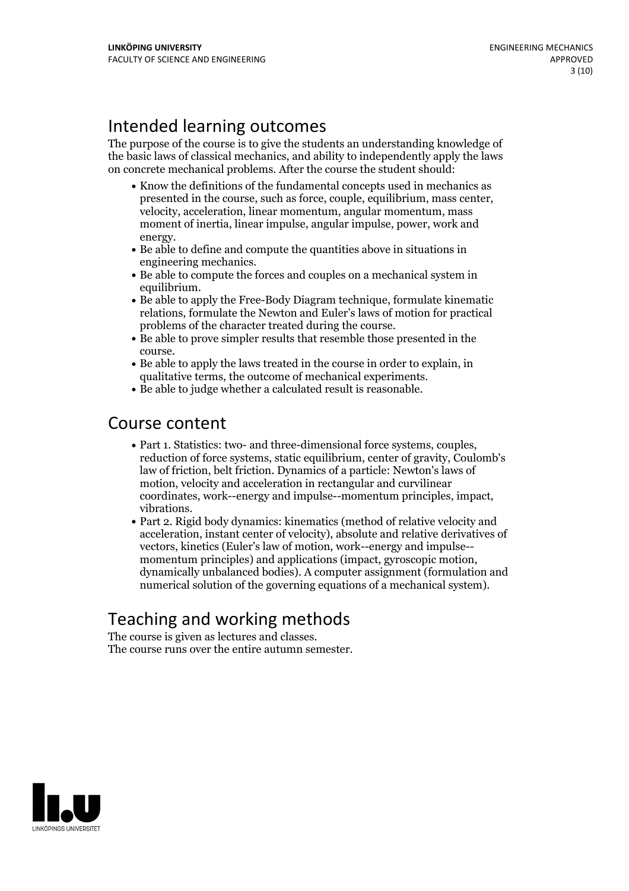## Intended learning outcomes

The purpose of the course is to give the students an understanding knowledge of the basic laws of classical mechanics, and ability to independently apply the laws on concrete mechanical problems. After the course the student should:

- Know the definitions of the fundamental concepts used in mechanics as presented in the course, such as force, couple, equilibrium, mass center, velocity, acceleration, linear momentum, angular momentum, mass moment of inertia, linear impulse, angular impulse, power, work and energy.
- Be able to define and compute the quantities above in situations in engineering mechanics.
- Be able to compute the forces and couples on a mechanical system in equilibrium.
- Be able to apply the Free-Body Diagram technique, formulate kinematic relations, formulate the Newton and Euler's laws of motion for practical problems of the character treated during the course.
- Be able to prove simpler results that resemble those presented in the course.
- Be able to apply the laws treated in the course in order to explain, in qualitative terms, the outcome of mechanical experiments.
- Be able to judge whether a calculated result is reasonable.

## Course content

- Part 1. Statistics: two- and three-dimensional force systems, couples, reduction of force systems, static equilibrium, center of gravity, Coulomb's law of friction, belt friction. Dynamics of a particle: Newton's laws of motion, velocity and acceleration in rectangular and curvilinear coordinates, work--energy and impulse--momentum principles, impact, vibrations.
- Part 2. Rigid body dynamics: kinematics (method of relative velocity and acceleration, instant center of velocity), absolute and relative derivatives of vectors, kinetics (Euler's law of motion, work--energy and impulse--momentum principles) and applications (impact, gyroscopic motion, dynamically unbalanced bodies). A computer assignment (formulation and numerical solution of the governing equations of a mechanical system).

## Teaching and working methods

The course is given as lectures and classes.
The course runs over the entire autumn semester.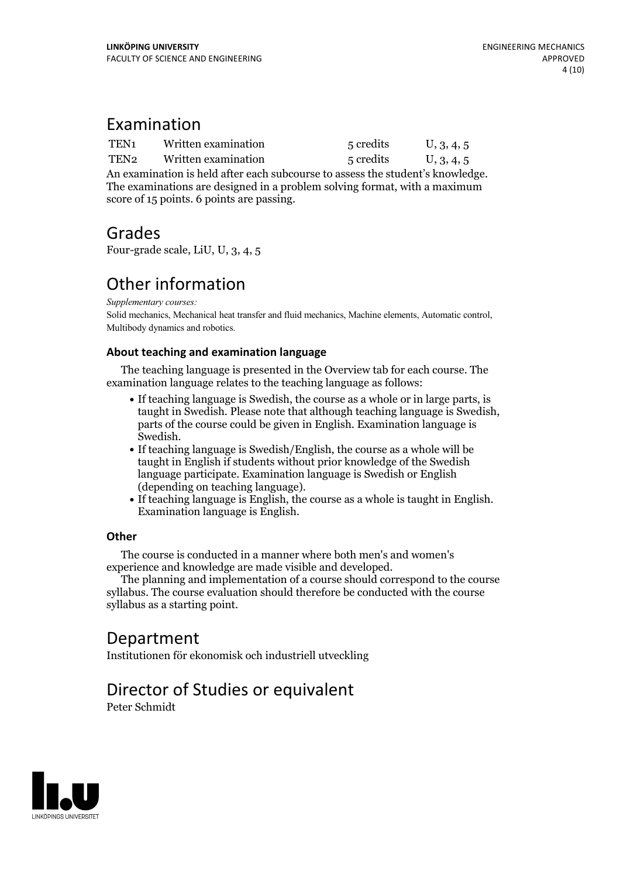# Examination

| | | | |
|---|---|---|---|
| TEN1 | Written examination | 5 credits | U, 3, 4, 5 |
| TEN2 | Written examination | 5 credits | U, 3, 4, 5 |

An examination is held after each subcourse to assess the student's knowledge. The examinations are designed in a problem solving format, with a maximum score of 15 points. 6 points are passing.

# Grades

Four-grade scale, LiU, U, 3, 4, 5

# Other information

*Supplementary courses:*

Solid mechanics, Mechanical heat transfer and fluid mechanics, Machine elements, Automatic control, Multibody dynamics and robotics.

### About teaching and examination language

The teaching language is presented in the Overview tab for each course. The examination language relates to the teaching language as follows:

- If teaching language is Swedish, the course as a whole or in large parts, is taught in Swedish. Please note that although teaching language is Swedish, parts of the course could be given in English. Examination language is Swedish.
- If teaching language is Swedish/English, the course as a whole will be taught in English if students without prior knowledge of the Swedish language participate. Examination language is Swedish or English (depending on teaching language).
- If teaching language is English, the course as a whole is taught in English. Examination language is English.

### Other

The course is conducted in a manner where both men's and women's experience and knowledge are made visible and developed.

The planning and implementation of a course should correspond to the course syllabus. The course evaluation should therefore be conducted with the course syllabus as a starting point.

# Department

Institutionen för ekonomisk och industriell utveckling

# Director of Studies or equivalent

Peter Schmidt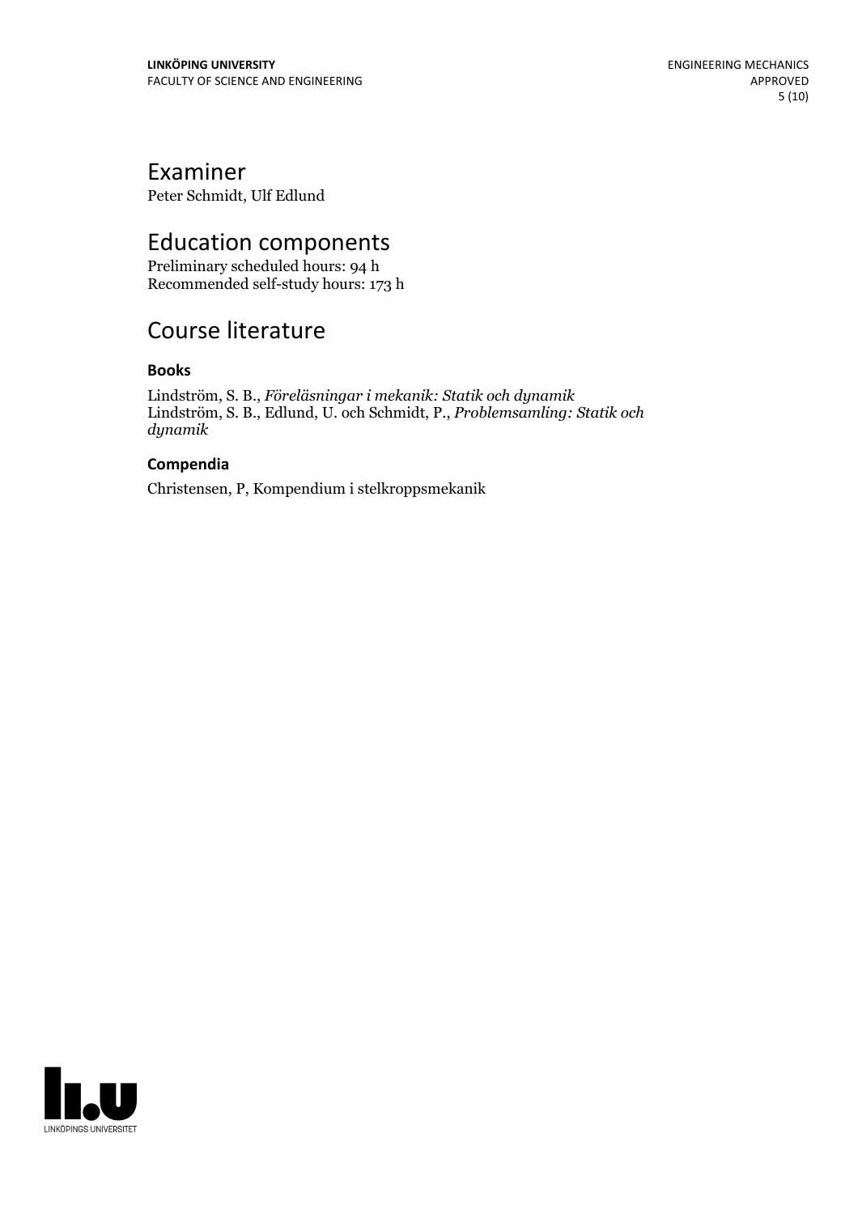## Examiner

Peter Schmidt, Ulf Edlund

## Education components

Preliminary scheduled hours: 94 h
Recommended self-study hours: 173 h

## Course literature

### Books

Lindström, S. B., *Föreläsningar i mekanik: Statik och dynamik*
Lindström, S. B., Edlund, U. och Schmidt, P., *Problemsamling: Statik och dynamik*

### Compendia

Christensen, P, Kompendium i stelkroppsmekanik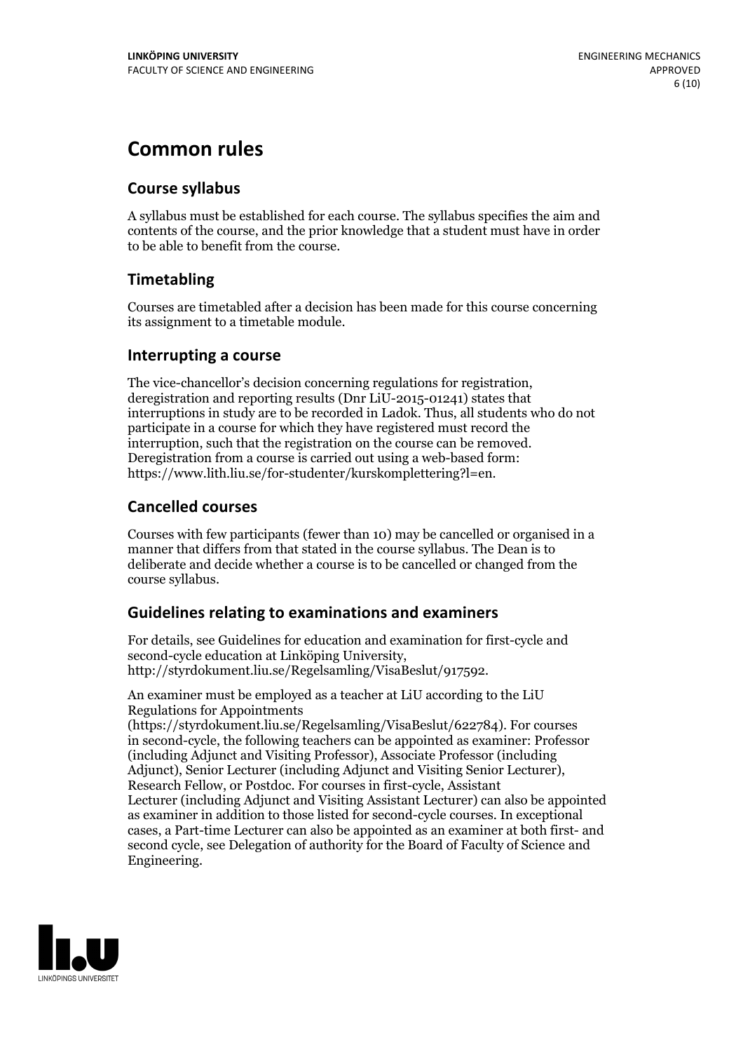# Common rules

## Course syllabus

A syllabus must be established for each course. The syllabus specifies the aim and contents of the course, and the prior knowledge that a student must have in order to be able to benefit from the course.

## Timetabling

Courses are timetabled after a decision has been made for this course concerning its assignment to a timetable module.

## Interrupting a course

The vice-chancellor's decision concerning regulations for registration, deregistration and reporting results (Dnr LiU-2015-01241) states that interruptions in study are to be recorded in Ladok. Thus, all students who do not participate in a course for which they have registered must record the interruption, such that the registration on the course can be removed. Deregistration from a course is carried out using a web-based form: https://www.lith.liu.se/for-studenter/kurskomplettering?l=en.

## Cancelled courses

Courses with few participants (fewer than 10) may be cancelled or organised in a manner that differs from that stated in the course syllabus. The Dean is to deliberate and decide whether a course is to be cancelled or changed from the course syllabus.

## Guidelines relating to examinations and examiners

For details, see Guidelines for education and examination for first-cycle and second-cycle education at Linköping University, http://styrdokument.liu.se/Regelsamling/VisaBeslut/917592.

An examiner must be employed as a teacher at LiU according to the LiU Regulations for Appointments (https://styrdokument.liu.se/Regelsamling/VisaBeslut/622784). For courses in second-cycle, the following teachers can be appointed as examiner: Professor (including Adjunct and Visiting Professor), Associate Professor (including Adjunct), Senior Lecturer (including Adjunct and Visiting Senior Lecturer), Research Fellow, or Postdoc. For courses in first-cycle, Assistant Lecturer (including Adjunct and Visiting Assistant Lecturer) can also be appointed as examiner in addition to those listed for second-cycle courses. In exceptional cases, a Part-time Lecturer can also be appointed as an examiner at both first- and second cycle, see Delegation of authority for the Board of Faculty of Science and Engineering.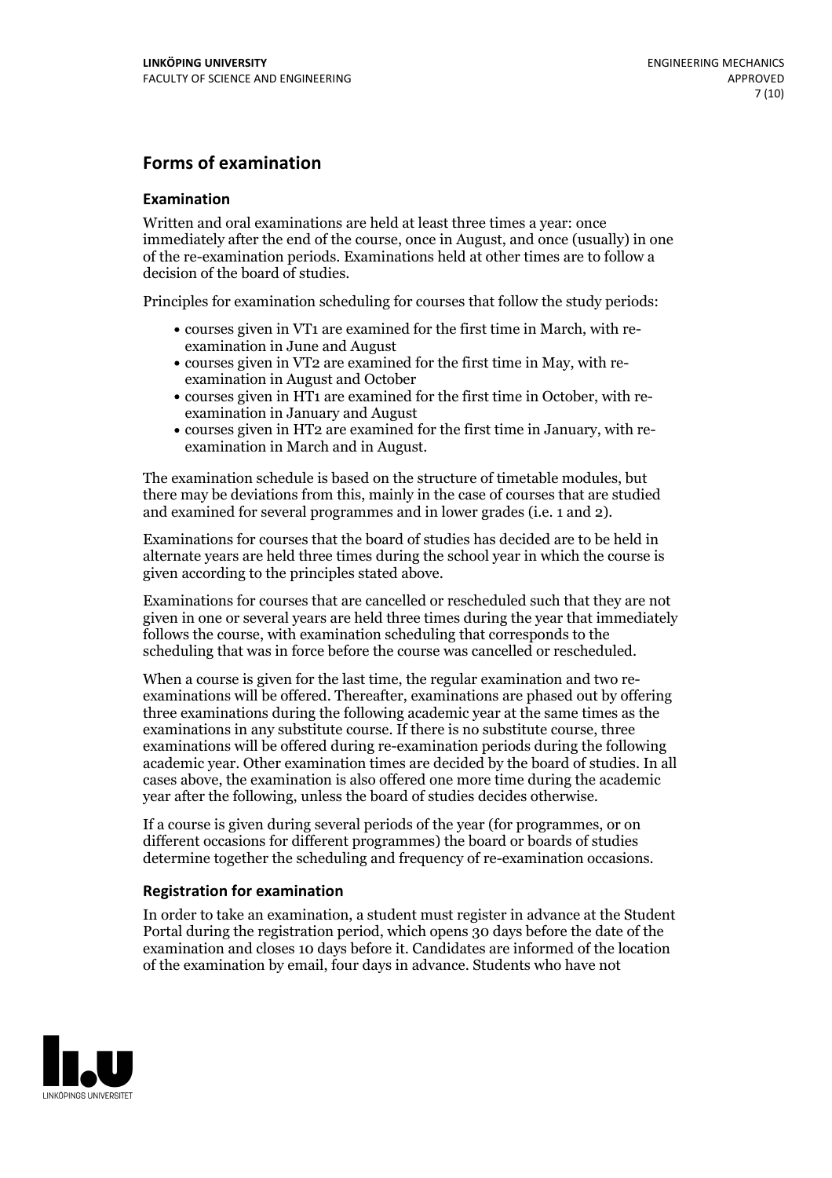## Forms of examination

### Examination

Written and oral examinations are held at least three times a year: once immediately after the end of the course, once in August, and once (usually) in one of the re-examination periods. Examinations held at other times are to follow a decision of the board of studies.

Principles for examination scheduling for courses that follow the study periods:

- courses given in VT1 are examined for the first time in March, with re-examination in June and August
- courses given in VT2 are examined for the first time in May, with re-examination in August and October
- courses given in HT1 are examined for the first time in October, with re-examination in January and August
- courses given in HT2 are examined for the first time in January, with re-examination in March and in August.

The examination schedule is based on the structure of timetable modules, but there may be deviations from this, mainly in the case of courses that are studied and examined for several programmes and in lower grades (i.e. 1 and 2).

Examinations for courses that the board of studies has decided are to be held in alternate years are held three times during the school year in which the course is given according to the principles stated above.

Examinations for courses that are cancelled or rescheduled such that they are not given in one or several years are held three times during the year that immediately follows the course, with examination scheduling that corresponds to the scheduling that was in force before the course was cancelled or rescheduled.

When a course is given for the last time, the regular examination and two re-examinations will be offered. Thereafter, examinations are phased out by offering three examinations during the following academic year at the same times as the examinations in any substitute course. If there is no substitute course, three examinations will be offered during re-examination periods during the following academic year. Other examination times are decided by the board of studies. In all cases above, the examination is also offered one more time during the academic year after the following, unless the board of studies decides otherwise.

If a course is given during several periods of the year (for programmes, or on different occasions for different programmes) the board or boards of studies determine together the scheduling and frequency of re-examination occasions.

### Registration for examination

In order to take an examination, a student must register in advance at the Student Portal during the registration period, which opens 30 days before the date of the examination and closes 10 days before it. Candidates are informed of the location of the examination by email, four days in advance. Students who have not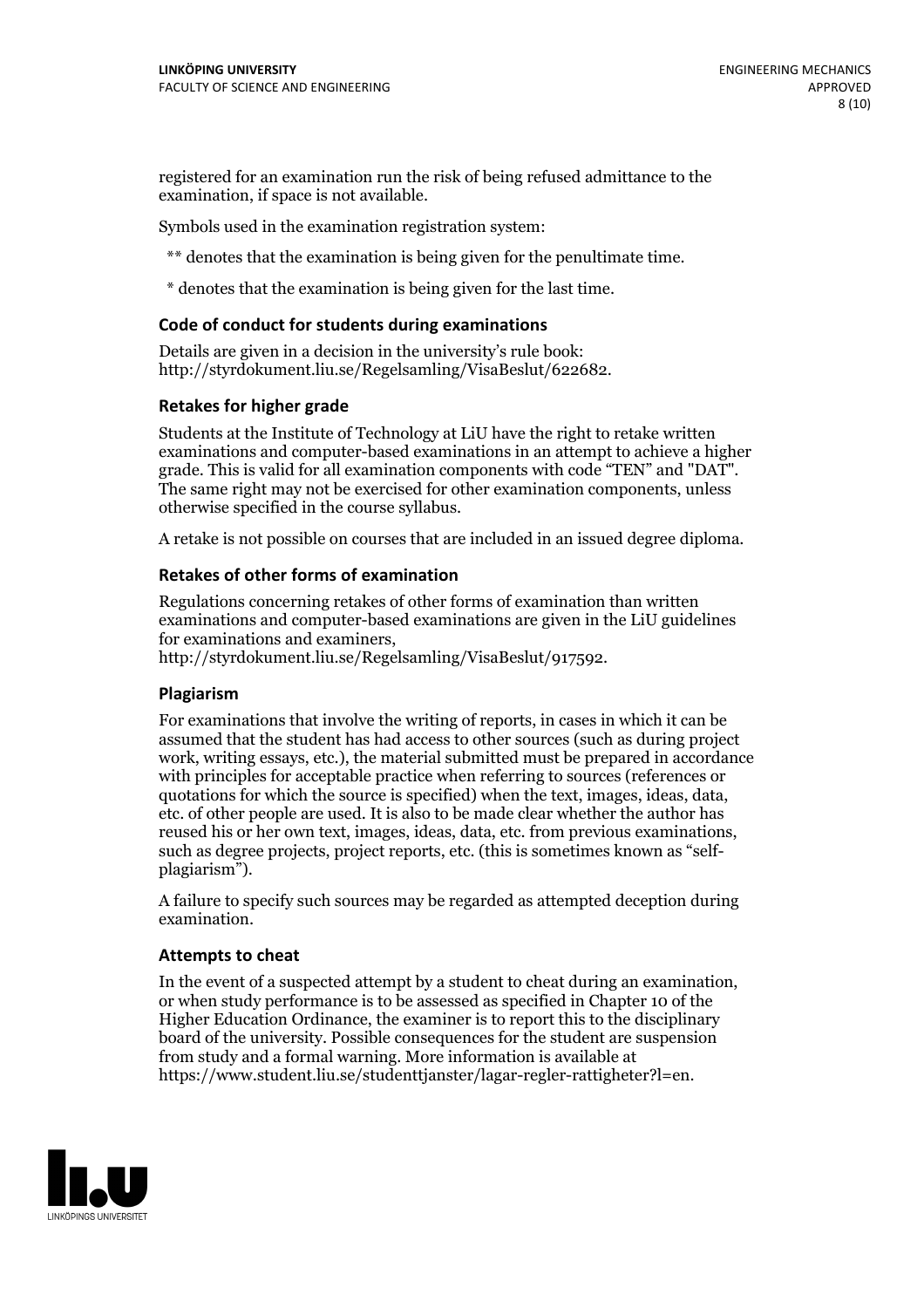registered for an examination run the risk of being refused admittance to the examination, if space is not available.

Symbols used in the examination registration system:

** denotes that the examination is being given for the penultimate time.

* denotes that the examination is being given for the last time.

### Code of conduct for students during examinations

Details are given in a decision in the university's rule book: http://styrdokument.liu.se/Regelsamling/VisaBeslut/622682.

### Retakes for higher grade

Students at the Institute of Technology at LiU have the right to retake written examinations and computer-based examinations in an attempt to achieve a higher grade. This is valid for all examination components with code "TEN" and "DAT". The same right may not be exercised for other examination components, unless otherwise specified in the course syllabus.

A retake is not possible on courses that are included in an issued degree diploma.

### Retakes of other forms of examination

Regulations concerning retakes of other forms of examination than written examinations and computer-based examinations are given in the LiU guidelines for examinations and examiners, http://styrdokument.liu.se/Regelsamling/VisaBeslut/917592.

### Plagiarism

For examinations that involve the writing of reports, in cases in which it can be assumed that the student has had access to other sources (such as during project work, writing essays, etc.), the material submitted must be prepared in accordance with principles for acceptable practice when referring to sources (references or quotations for which the source is specified) when the text, images, ideas, data, etc. of other people are used. It is also to be made clear whether the author has reused his or her own text, images, ideas, data, etc. from previous examinations, such as degree projects, project reports, etc. (this is sometimes known as "self-plagiarism").

A failure to specify such sources may be regarded as attempted deception during examination.

### Attempts to cheat

In the event of a suspected attempt by a student to cheat during an examination, or when study performance is to be assessed as specified in Chapter 10 of the Higher Education Ordinance, the examiner is to report this to the disciplinary board of the university. Possible consequences for the student are suspension from study and a formal warning. More information is available at https://www.student.liu.se/studenttjanster/lagar-regler-rattigheter?l=en.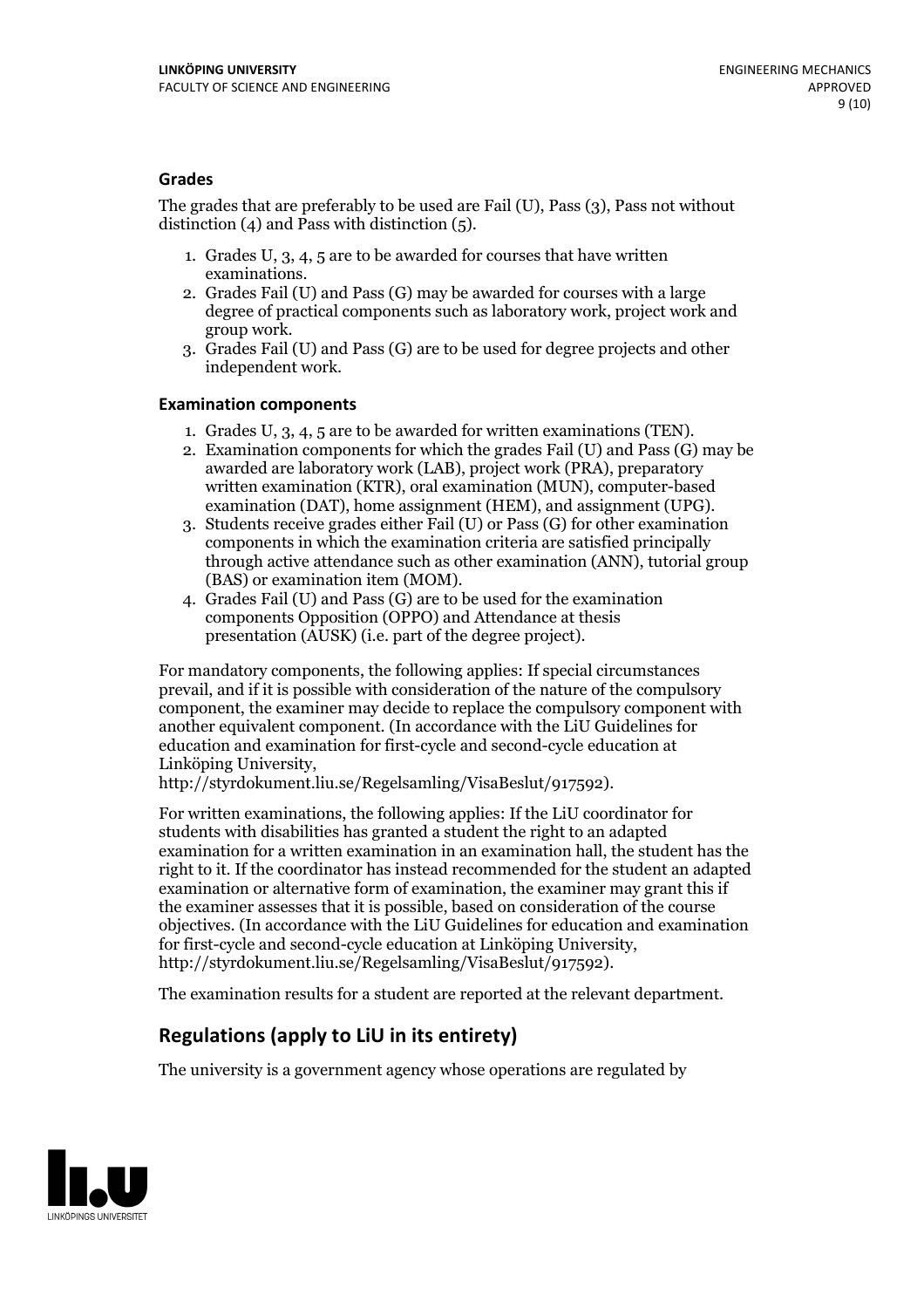### Grades

The grades that are preferably to be used are Fail (U), Pass (3), Pass not without distinction (4) and Pass with distinction (5).

1. Grades U, 3, 4, 5 are to be awarded for courses that have written examinations.
2. Grades Fail (U) and Pass (G) may be awarded for courses with a large degree of practical components such as laboratory work, project work and group work.
3. Grades Fail (U) and Pass (G) are to be used for degree projects and other independent work.

### Examination components

1. Grades U, 3, 4, 5 are to be awarded for written examinations (TEN).
2. Examination components for which the grades Fail (U) and Pass (G) may be awarded are laboratory work (LAB), project work (PRA), preparatory written examination (KTR), oral examination (MUN), computer-based examination (DAT), home assignment (HEM), and assignment (UPG).
3. Students receive grades either Fail (U) or Pass (G) for other examination components in which the examination criteria are satisfied principally through active attendance such as other examination (ANN), tutorial group (BAS) or examination item (MOM).
4. Grades Fail (U) and Pass (G) are to be used for the examination components Opposition (OPPO) and Attendance at thesis presentation (AUSK) (i.e. part of the degree project).

For mandatory components, the following applies: If special circumstances prevail, and if it is possible with consideration of the nature of the compulsory component, the examiner may decide to replace the compulsory component with another equivalent component. (In accordance with the LiU Guidelines for education and examination for first-cycle and second-cycle education at Linköping University, http://styrdokument.liu.se/Regelsamling/VisaBeslut/917592).

For written examinations, the following applies: If the LiU coordinator for students with disabilities has granted a student the right to an adapted examination for a written examination in an examination hall, the student has the right to it. If the coordinator has instead recommended for the student an adapted examination or alternative form of examination, the examiner may grant this if the examiner assesses that it is possible, based on consideration of the course objectives. (In accordance with the LiU Guidelines for education and examination for first-cycle and second-cycle education at Linköping University, http://styrdokument.liu.se/Regelsamling/VisaBeslut/917592).

The examination results for a student are reported at the relevant department.

## Regulations (apply to LiU in its entirety)

The university is a government agency whose operations are regulated by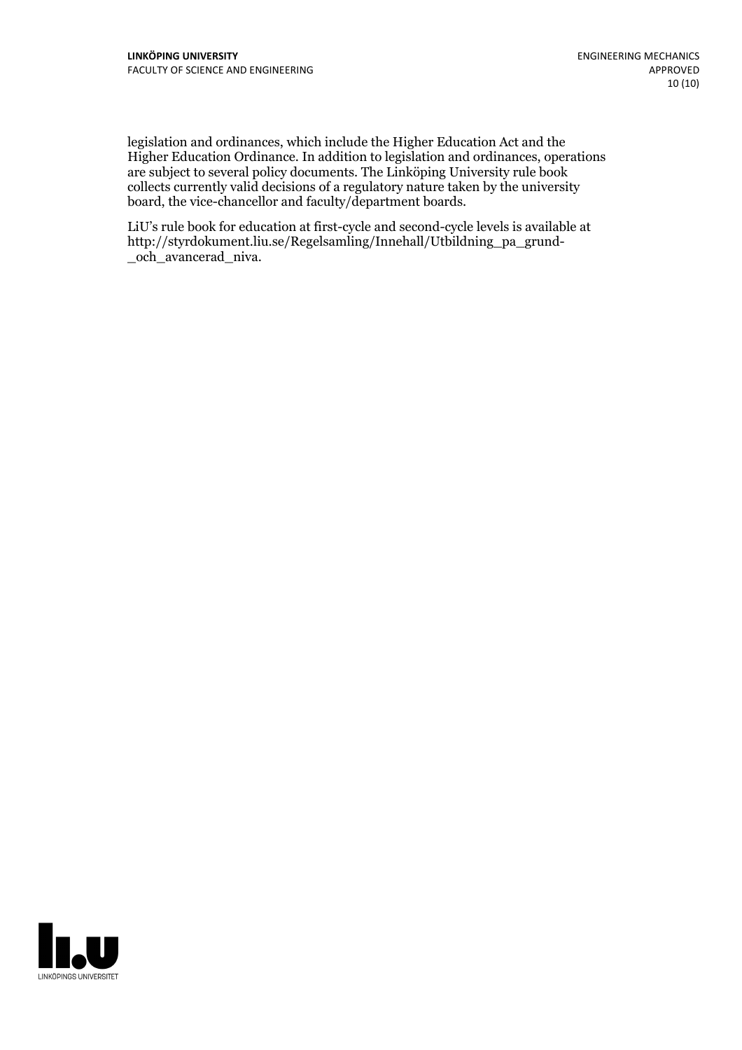legislation and ordinances, which include the Higher Education Act and the Higher Education Ordinance. In addition to legislation and ordinances, operations are subject to several policy documents. The Linköping University rule book collects currently valid decisions of a regulatory nature taken by the university board, the vice-chancellor and faculty/department boards.

LiU's rule book for education at first-cycle and second-cycle levels is available at http://styrdokument.liu.se/Regelsamling/Innehall/Utbildning_pa_grund-_och_avancerad_niva.